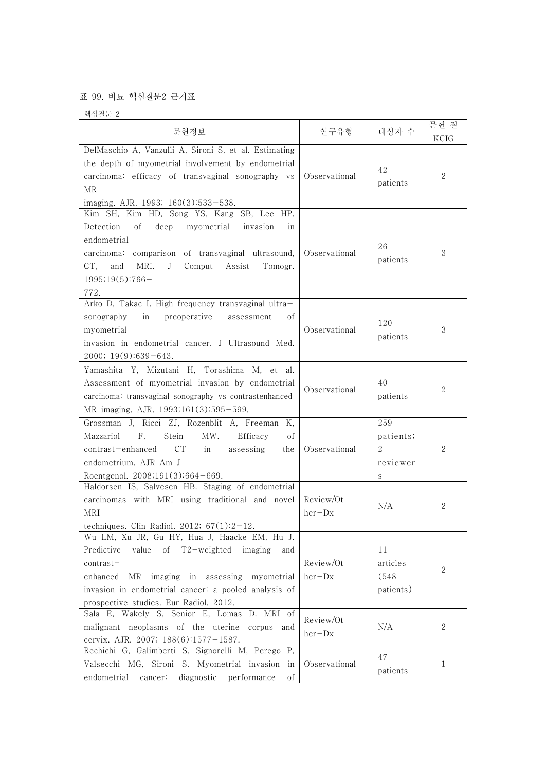표 99. 비뇨 핵심질문2 근거표

핵심질문 2

| 문헌정보 | 연구유형 | 대상자 수 | 문헌 질 KCIG |
|---|---|---|---|
| DelMaschio A, Vanzulli A, Sironi S, et al. Estimating the depth of myometrial involvement by endometrial carcinoma: efficacy of transvaginal sonography vs MR imaging. AJR. 1993; 160(3):533-538. | Observational | 42 patients | 2 |
| Kim SH, Kim HD, Song YS, Kang SB, Lee HP. Detection of deep myometrial invasion in endometrial carcinoma: comparison of transvaginal ultrasound, CT, and MRI. J Comput Assist Tomogr. 1995;19(5):766-772. | Observational | 26 patients | 3 |
| Arko D, Takac I. High frequency transvaginal ultra-sonography in preoperative assessment of myometrial invasion in endometrial cancer. J Ultrasound Med. 2000; 19(9):639-643. | Observational | 120 patients | 3 |
| Yamashita Y, Mizutani H, Torashima M, et al. Assessment of myometrial invasion by endometrial carcinoma: transvaginal sonography vs contrastenhanced MR imaging. AJR. 1993;161(3):595-599. | Observational | 40 patients | 2 |
| Grossman J, Ricci ZJ, Rozenblit A, Freeman K, Mazzariol F, Stein MW. Efficacy of contrast-enhanced CT in assessing the endometrium. AJR Am J Roentgenol. 2008;191(3):664-669. | Observational | 259 patients; 2 reviewers | 2 |
| Haldorsen IS, Salvesen HB. Staging of endometrial carcinomas with MRI using traditional and novel MRI techniques. Clin Radiol. 2012; 67(1):2-12. | Review/Other-Dx | N/A | 2 |
| Wu LM, Xu JR, Gu HY, Hua J, Haacke EM, Hu J. Predictive value of T2-weighted imaging and contrast-enhanced MR imaging in assessing myometrial invasion in endometrial cancer: a pooled analysis of prospective studies. Eur Radiol. 2012. | Review/Other-Dx | 11 articles (548 patients) | 2 |
| Sala E, Wakely S, Senior E, Lomas D. MRI of malignant neoplasms of the uterine corpus and cervix. AJR. 2007; 188(6):1577-1587. | Review/Other-Dx | N/A | 2 |
| Rechichi G, Galimberti S, Signorelli M, Perego P, Valsecchi MG, Sironi S. Myometrial invasion in endometrial cancer: diagnostic performance of | Observational | 47 patients | 1 |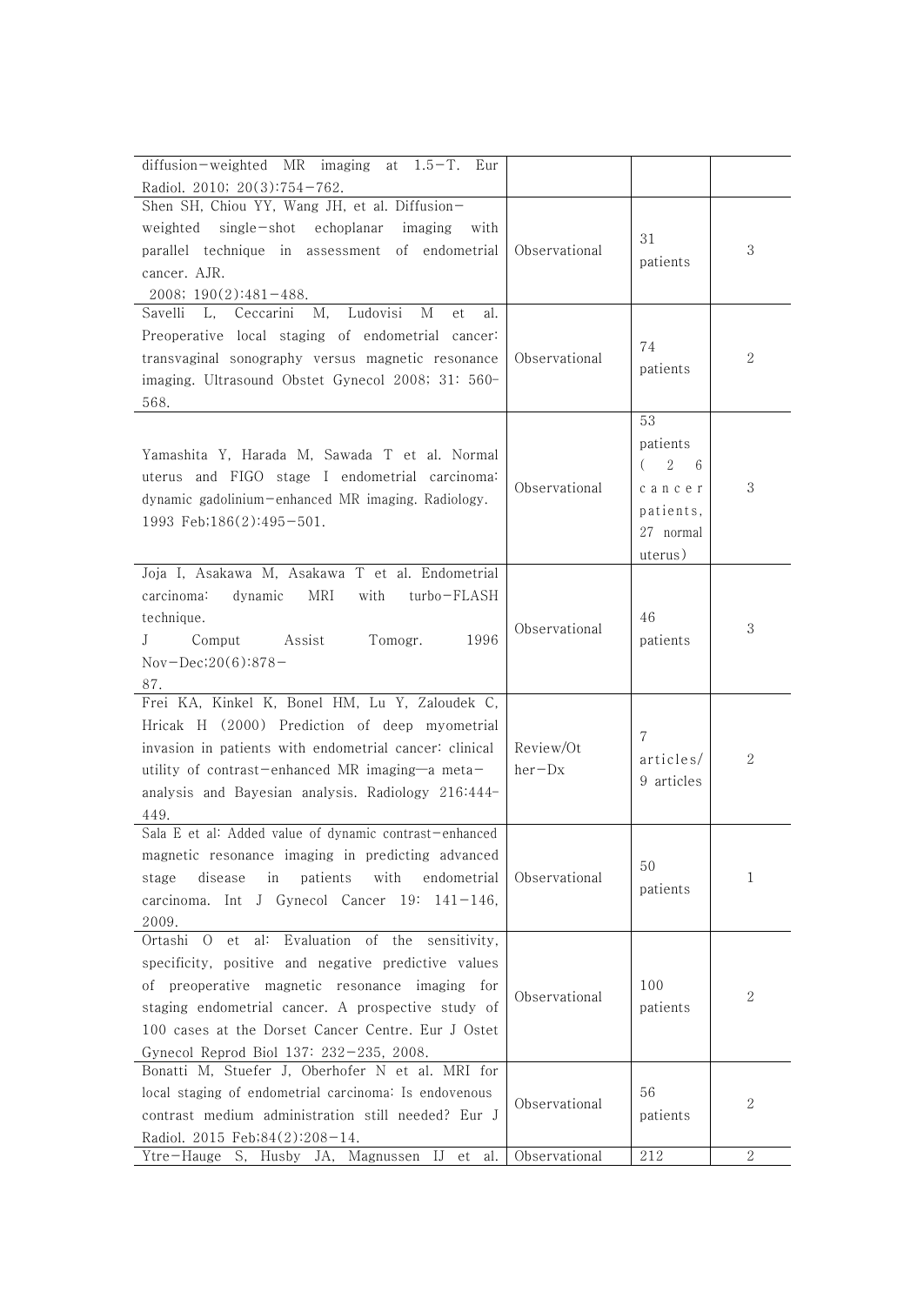| | | | |
|---|---|---|---|
| diffusion−weighted MR imaging at 1.5−T. Eur Radiol. 2010; 20(3):754−762. | | | |
| Shen SH, Chiou YY, Wang JH, et al. Diffusion−weighted single−shot echoplanar imaging with parallel technique in assessment of endometrial cancer. AJR. 2008; 190(2):481−488. | Observational | 31 patients | 3 |
| Savelli L, Ceccarini M, Ludovisi M et al. Preoperative local staging of endometrial cancer: transvaginal sonography versus magnetic resonance imaging. Ultrasound Obstet Gynecol 2008; 31: 560-568. | Observational | 74 patients | 2 |
| Yamashita Y, Harada M, Sawada T et al. Normal uterus and FIGO stage I endometrial carcinoma: dynamic gadolinium−enhanced MR imaging. Radiology. 1993 Feb;186(2):495−501. | Observational | 53 patients (26 cancer patients, 27 normal uterus) | 3 |
| Joja I, Asakawa M, Asakawa T et al. Endometrial carcinoma: dynamic MRI with turbo−FLASH technique. J Comput Assist Tomogr. 1996 Nov−Dec;20(6):878−87. | Observational | 46 patients | 3 |
| Frei KA, Kinkel K, Bonel HM, Lu Y, Zaloudek C, Hricak H (2000) Prediction of deep myometrial invasion in patients with endometrial cancer: clinical utility of contrast−enhanced MR imaging—a meta−analysis and Bayesian analysis. Radiology 216:444-449. | Review/Other−Dx | 7 articles/ 9 articles | 2 |
| Sala E et al: Added value of dynamic contrast−enhanced magnetic resonance imaging in predicting advanced stage disease in patients with endometrial carcinoma. Int J Gynecol Cancer 19: 141−146, 2009. | Observational | 50 patients | 1 |
| Ortashi O et al: Evaluation of the sensitivity, specificity, positive and negative predictive values of preoperative magnetic resonance imaging for staging endometrial cancer. A prospective study of 100 cases at the Dorset Cancer Centre. Eur J Ostet Gynecol Reprod Biol 137: 232−235, 2008. | Observational | 100 patients | 2 |
| Bonatti M, Stuefer J, Oberhofer N et al. MRI for local staging of endometrial carcinoma: Is endovenous contrast medium administration still needed? Eur J Radiol. 2015 Feb;84(2):208−14. | Observational | 56 patients | 2 |
| Ytre−Hauge S, Husby JA, Magnussen IJ et al. | Observational | 212 | 2 |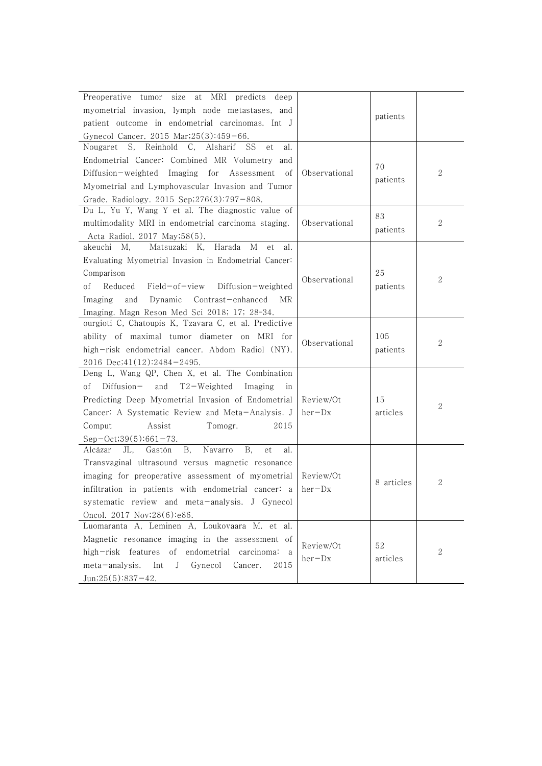| | | | |
|---|---|---|---|
| Preoperative tumor size at MRI predicts deep myometrial invasion, lymph node metastases, and patient outcome in endometrial carcinomas. Int J Gynecol Cancer. 2015 Mar;25(3):459-66. | | patients | |
| Nougaret S, Reinhold C, Alsharif SS et al. Endometrial Cancer: Combined MR Volumetry and Diffusion-weighted Imaging for Assessment of Myometrial and Lymphovascular Invasion and Tumor Grade. Radiology. 2015 Sep;276(3):797-808. | Observational | 70 patients | 2 |
| Du L, Yu Y, Wang Y et al. The diagnostic value of multimodality MRI in endometrial carcinoma staging. Acta Radiol. 2017 May;58(5). | Observational | 83 patients | 2 |
| akeuchi M, Matsuzaki K, Harada M et al. Evaluating Myometrial Invasion in Endometrial Cancer: Comparison of Reduced Field-of-view Diffusion-weighted Imaging and Dynamic Contrast-enhanced MR Imaging. Magn Reson Med Sci 2018; 17; 28-34. | Observational | 25 patients | 2 |
| ourgioti C, Chatoupis K, Tzavara C, et al. Predictive ability of maximal tumor diameter on MRI for high-risk endometrial cancer. Abdom Radiol (NY). 2016 Dec;41(12):2484-2495. | Observational | 105 patients | 2 |
| Deng L, Wang QP, Chen X, et al. The Combination of Diffusion- and T2-Weighted Imaging in Predicting Deep Myometrial Invasion of Endometrial Cancer: A Systematic Review and Meta-Analysis. J Comput Assist Tomogr. 2015 Sep-Oct;39(5):661-73. | Review/Other-Dx | 15 articles | 2 |
| Alcázar JL, Gastón B, Navarro B, et al. Transvaginal ultrasound versus magnetic resonance imaging for preoperative assessment of myometrial infiltration in patients with endometrial cancer: a systematic review and meta-analysis. J Gynecol Oncol. 2017 Nov;28(6):e86. | Review/Other-Dx | 8 articles | 2 |
| Luomaranta A, Leminen A, Loukovaara M. et al. Magnetic resonance imaging in the assessment of high-risk features of endometrial carcinoma: a meta-analysis. Int J Gynecol Cancer. 2015 Jun;25(5):837-42. | Review/Other-Dx | 52 articles | 2 |